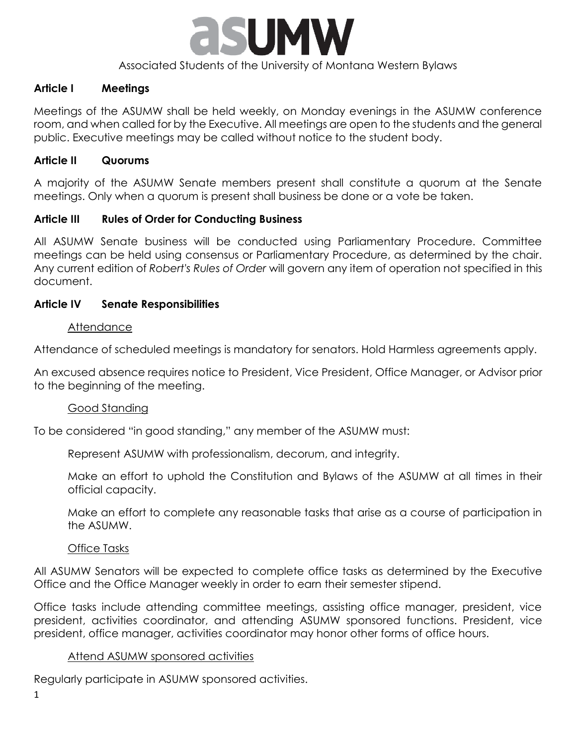# asUMW

Associated Students of the University of Montana Western Bylaws

## Article I Meetings

Meetings of the ASUMW shall be held weekly, on Monday evenings in the ASUMW conference room, and when called for by the Executive. All meetings are open to the students and the general public. Executive meetings may be called without notice to the student body.

## Article II Quorums

A majority of the ASUMW Senate members present shall constitute a quorum at the Senate meetings. Only when a quorum is present shall business be done or a vote be taken.

## Article III Rules of Order for Conducting Business

All ASUMW Senate business will be conducted using Parliamentary Procedure. Committee meetings can be held using consensus or Parliamentary Procedure, as determined by the chair. Any current edition of *Robert's Rules of Order* will govern any item of operation not specified in this document.

## Article IV Senate Responsibilities

<u>Attendance</u>

Attendance of scheduled meetings is mandatory for senators. Hold Harmless agreements apply.

An excused absence requires notice to President, Vice President, Office Manager, or Advisor prior to the beginning of the meeting.

<u>Good Standing</u>

To be considered "in good standing," any member of the ASUMW must:

Represent ASUMW with professionalism, decorum, and integrity.

Make an effort to uphold the Constitution and Bylaws of the ASUMW at all times in their official capacity.

Make an effort to complete any reasonable tasks that arise as a course of participation in the ASUMW.

<u>Office Tasks</u>

All ASUMW Senators will be expected to complete office tasks as determined by the Executive Office and the Office Manager weekly in order to earn their semester stipend.

Office tasks include attending committee meetings, assisting office manager, president, vice president, activities coordinator, and attending ASUMW sponsored functions. President, vice president, office manager, activities coordinator may honor other forms of office hours.

<u>Attend ASUMW sponsored activities</u>

Regularly participate in ASUMW sponsored activities.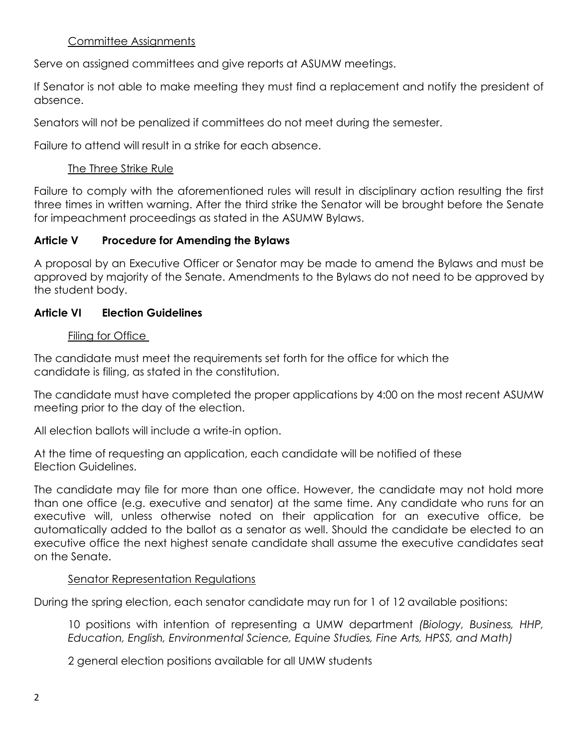Committee Assignments

Serve on assigned committees and give reports at ASUMW meetings.

If Senator is not able to make meeting they must find a replacement and notify the president of absence.

Senators will not be penalized if committees do not meet during the semester.

Failure to attend will result in a strike for each absence.

The Three Strike Rule

Failure to comply with the aforementioned rules will result in disciplinary action resulting the first three times in written warning. After the third strike the Senator will be brought before the Senate for impeachment proceedings as stated in the ASUMW Bylaws.

## Article V Procedure for Amending the Bylaws

A proposal by an Executive Officer or Senator may be made to amend the Bylaws and must be approved by majority of the Senate. Amendments to the Bylaws do not need to be approved by the student body.

## Article VI Election Guidelines

Filing for Office

The candidate must meet the requirements set forth for the office for which the candidate is filing, as stated in the constitution.

The candidate must have completed the proper applications by 4:00 on the most recent ASUMW meeting prior to the day of the election.

All election ballots will include a write-in option.

At the time of requesting an application, each candidate will be notified of these Election Guidelines.

The candidate may file for more than one office. However, the candidate may not hold more than one office (e.g. executive and senator) at the same time. Any candidate who runs for an executive will, unless otherwise noted on their application for an executive office, be automatically added to the ballot as a senator as well. Should the candidate be elected to an executive office the next highest senate candidate shall assume the executive candidates seat on the Senate.

Senator Representation Regulations

During the spring election, each senator candidate may run for 1 of 12 available positions:

10 positions with intention of representing a UMW department *(Biology, Business, HHP, Education, English, Environmental Science, Equine Studies, Fine Arts, HPSS, and Math)*

2 general election positions available for all UMW students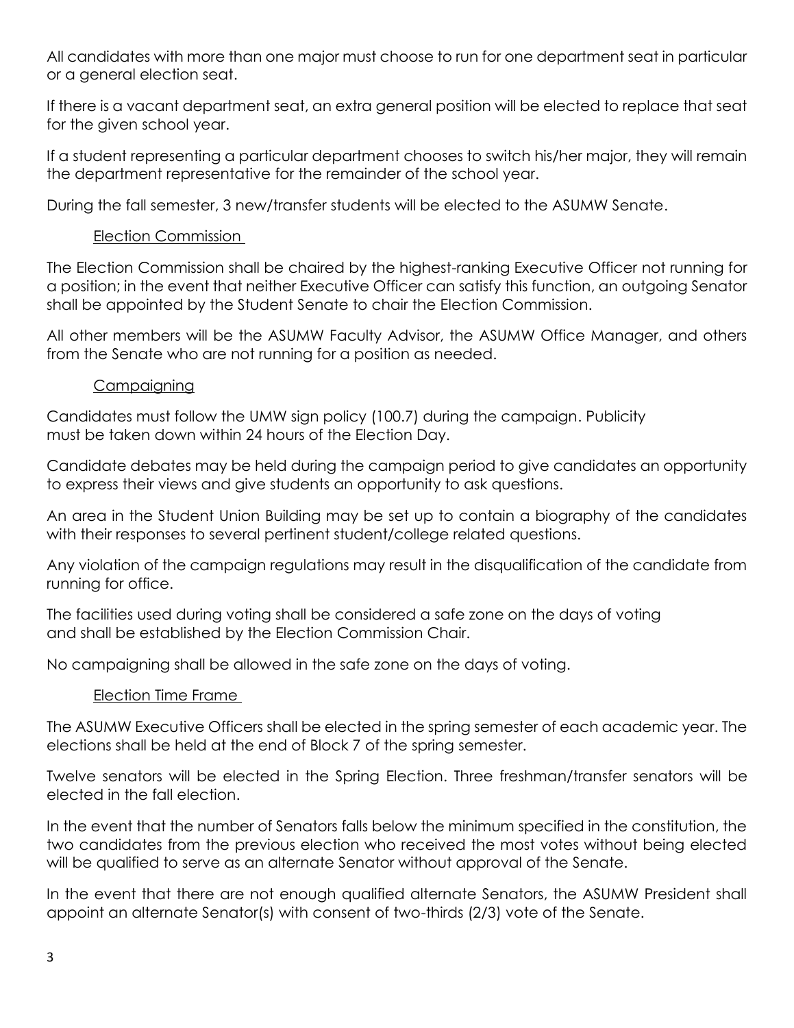All candidates with more than one major must choose to run for one department seat in particular or a general election seat.

If there is a vacant department seat, an extra general position will be elected to replace that seat for the given school year.

If a student representing a particular department chooses to switch his/her major, they will remain the department representative for the remainder of the school year.

During the fall semester, 3 new/transfer students will be elected to the ASUMW Senate.

### Election Commission

The Election Commission shall be chaired by the highest-ranking Executive Officer not running for a position; in the event that neither Executive Officer can satisfy this function, an outgoing Senator shall be appointed by the Student Senate to chair the Election Commission.

All other members will be the ASUMW Faculty Advisor, the ASUMW Office Manager, and others from the Senate who are not running for a position as needed.

### Campaigning

Candidates must follow the UMW sign policy (100.7) during the campaign. Publicity must be taken down within 24 hours of the Election Day.

Candidate debates may be held during the campaign period to give candidates an opportunity to express their views and give students an opportunity to ask questions.

An area in the Student Union Building may be set up to contain a biography of the candidates with their responses to several pertinent student/college related questions.

Any violation of the campaign regulations may result in the disqualification of the candidate from running for office.

The facilities used during voting shall be considered a safe zone on the days of voting and shall be established by the Election Commission Chair.

No campaigning shall be allowed in the safe zone on the days of voting.

### Election Time Frame

The ASUMW Executive Officers shall be elected in the spring semester of each academic year. The elections shall be held at the end of Block 7 of the spring semester.

Twelve senators will be elected in the Spring Election. Three freshman/transfer senators will be elected in the fall election.

In the event that the number of Senators falls below the minimum specified in the constitution, the two candidates from the previous election who received the most votes without being elected will be qualified to serve as an alternate Senator without approval of the Senate.

In the event that there are not enough qualified alternate Senators, the ASUMW President shall appoint an alternate Senator(s) with consent of two-thirds (2/3) vote of the Senate.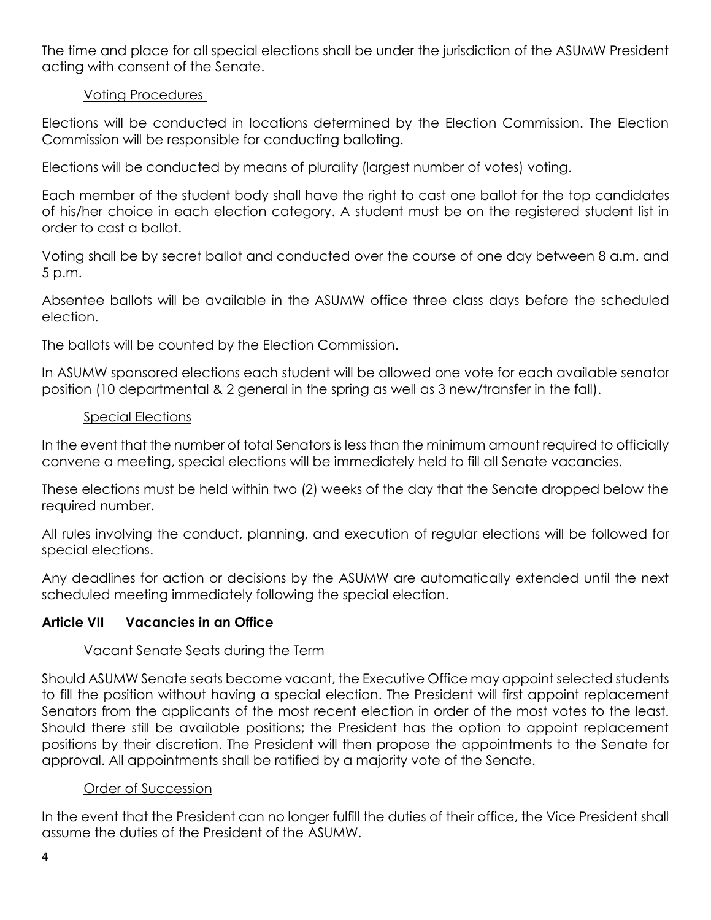The time and place for all special elections shall be under the jurisdiction of the ASUMW President acting with consent of the Senate.

#### Voting Procedures

Elections will be conducted in locations determined by the Election Commission. The Election Commission will be responsible for conducting balloting.

Elections will be conducted by means of plurality (largest number of votes) voting.

Each member of the student body shall have the right to cast one ballot for the top candidates of his/her choice in each election category. A student must be on the registered student list in order to cast a ballot.

Voting shall be by secret ballot and conducted over the course of one day between 8 a.m. and 5 p.m.

Absentee ballots will be available in the ASUMW office three class days before the scheduled election.

The ballots will be counted by the Election Commission.

In ASUMW sponsored elections each student will be allowed one vote for each available senator position (10 departmental & 2 general in the spring as well as 3 new/transfer in the fall).

#### Special Elections

In the event that the number of total Senators is less than the minimum amount required to officially convene a meeting, special elections will be immediately held to fill all Senate vacancies.

These elections must be held within two (2) weeks of the day that the Senate dropped below the required number.

All rules involving the conduct, planning, and execution of regular elections will be followed for special elections.

Any deadlines for action or decisions by the ASUMW are automatically extended until the next scheduled meeting immediately following the special election.

### Article VII Vacancies in an Office

#### Vacant Senate Seats during the Term

Should ASUMW Senate seats become vacant, the Executive Office may appoint selected students to fill the position without having a special election. The President will first appoint replacement Senators from the applicants of the most recent election in order of the most votes to the least. Should there still be available positions; the President has the option to appoint replacement positions by their discretion. The President will then propose the appointments to the Senate for approval. All appointments shall be ratified by a majority vote of the Senate.

#### Order of Succession

In the event that the President can no longer fulfill the duties of their office, the Vice President shall assume the duties of the President of the ASUMW.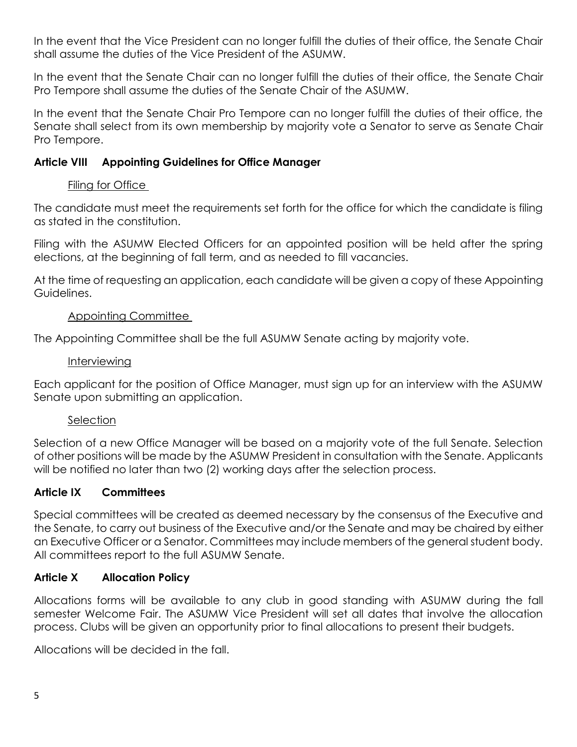In the event that the Vice President can no longer fulfill the duties of their office, the Senate Chair shall assume the duties of the Vice President of the ASUMW.

In the event that the Senate Chair can no longer fulfill the duties of their office, the Senate Chair Pro Tempore shall assume the duties of the Senate Chair of the ASUMW.

In the event that the Senate Chair Pro Tempore can no longer fulfill the duties of their office, the Senate shall select from its own membership by majority vote a Senator to serve as Senate Chair Pro Tempore.

## Article VIII Appointing Guidelines for Office Manager

Filing for Office

The candidate must meet the requirements set forth for the office for which the candidate is filing as stated in the constitution.

Filing with the ASUMW Elected Officers for an appointed position will be held after the spring elections, at the beginning of fall term, and as needed to fill vacancies.

At the time of requesting an application, each candidate will be given a copy of these Appointing Guidelines.

Appointing Committee

The Appointing Committee shall be the full ASUMW Senate acting by majority vote.

Interviewing

Each applicant for the position of Office Manager, must sign up for an interview with the ASUMW Senate upon submitting an application.

Selection

Selection of a new Office Manager will be based on a majority vote of the full Senate. Selection of other positions will be made by the ASUMW President in consultation with the Senate. Applicants will be notified no later than two (2) working days after the selection process.

## Article IX Committees

Special committees will be created as deemed necessary by the consensus of the Executive and the Senate, to carry out business of the Executive and/or the Senate and may be chaired by either an Executive Officer or a Senator. Committees may include members of the general student body. All committees report to the full ASUMW Senate.

## Article X Allocation Policy

Allocations forms will be available to any club in good standing with ASUMW during the fall semester Welcome Fair. The ASUMW Vice President will set all dates that involve the allocation process. Clubs will be given an opportunity prior to final allocations to present their budgets.

Allocations will be decided in the fall.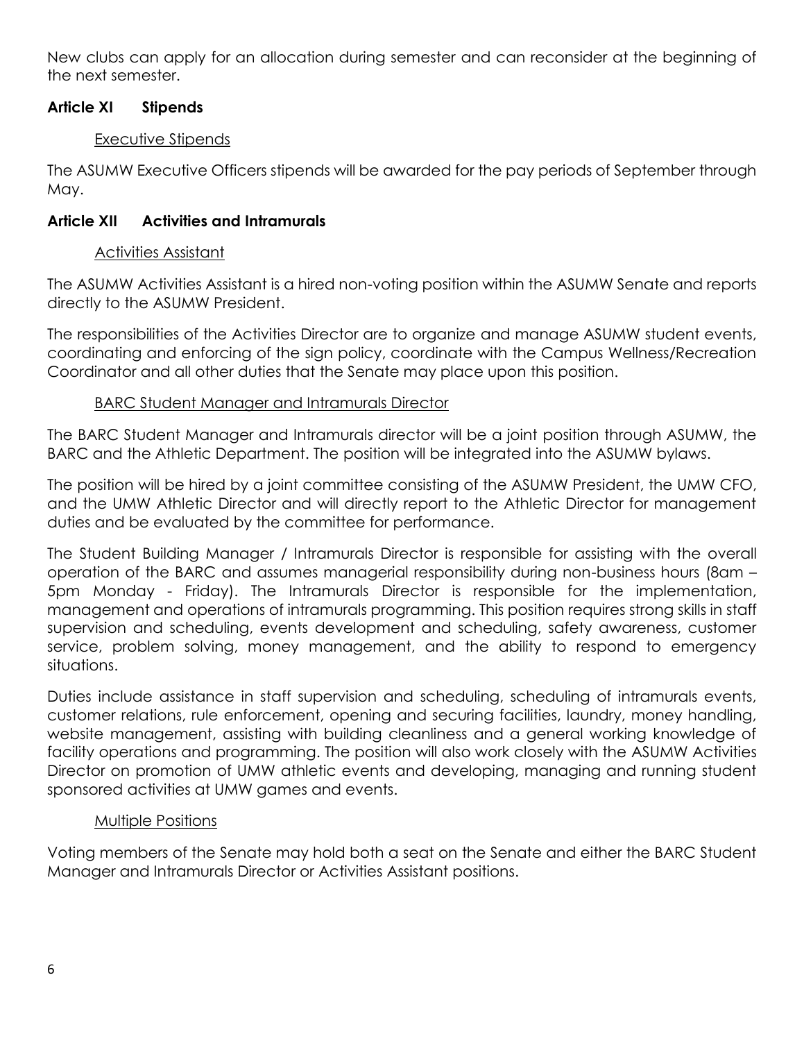New clubs can apply for an allocation during semester and can reconsider at the beginning of the next semester.

## Article XI Stipends

### Executive Stipends

The ASUMW Executive Officers stipends will be awarded for the pay periods of September through May.

## Article XII Activities and Intramurals

### Activities Assistant

The ASUMW Activities Assistant is a hired non-voting position within the ASUMW Senate and reports directly to the ASUMW President.

The responsibilities of the Activities Director are to organize and manage ASUMW student events, coordinating and enforcing of the sign policy, coordinate with the Campus Wellness/Recreation Coordinator and all other duties that the Senate may place upon this position.

### BARC Student Manager and Intramurals Director

The BARC Student Manager and Intramurals director will be a joint position through ASUMW, the BARC and the Athletic Department. The position will be integrated into the ASUMW bylaws.

The position will be hired by a joint committee consisting of the ASUMW President, the UMW CFO, and the UMW Athletic Director and will directly report to the Athletic Director for management duties and be evaluated by the committee for performance.

The Student Building Manager / Intramurals Director is responsible for assisting with the overall operation of the BARC and assumes managerial responsibility during non-business hours (8am – 5pm Monday - Friday). The Intramurals Director is responsible for the implementation, management and operations of intramurals programming. This position requires strong skills in staff supervision and scheduling, events development and scheduling, safety awareness, customer service, problem solving, money management, and the ability to respond to emergency situations.

Duties include assistance in staff supervision and scheduling, scheduling of intramurals events, customer relations, rule enforcement, opening and securing facilities, laundry, money handling, website management, assisting with building cleanliness and a general working knowledge of facility operations and programming. The position will also work closely with the ASUMW Activities Director on promotion of UMW athletic events and developing, managing and running student sponsored activities at UMW games and events.

### Multiple Positions

Voting members of the Senate may hold both a seat on the Senate and either the BARC Student Manager and Intramurals Director or Activities Assistant positions.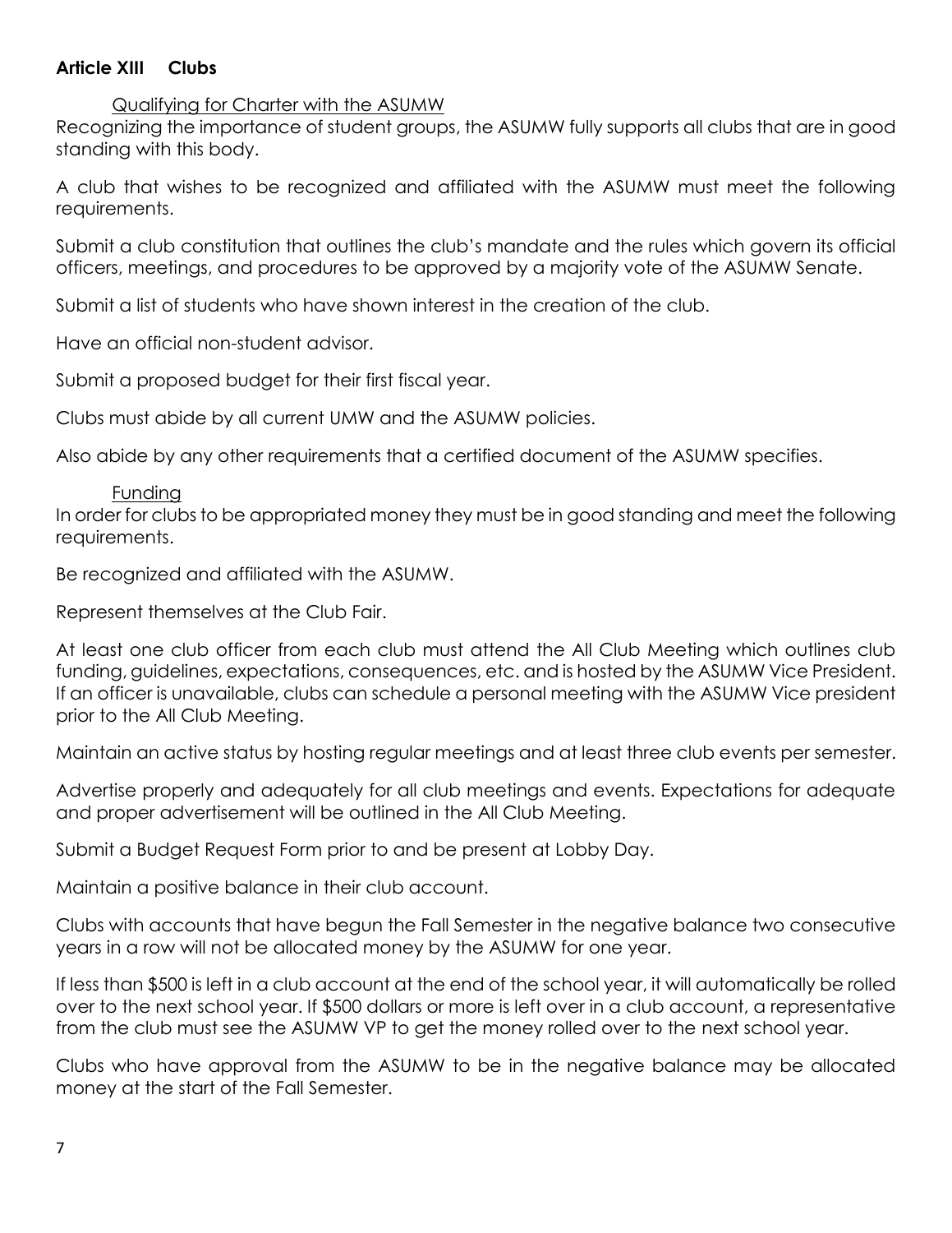**Article XIII Clubs**

Qualifying for Charter with the ASUMW

Recognizing the importance of student groups, the ASUMW fully supports all clubs that are in good standing with this body.

A club that wishes to be recognized and affiliated with the ASUMW must meet the following requirements.

Submit a club constitution that outlines the club's mandate and the rules which govern its official officers, meetings, and procedures to be approved by a majority vote of the ASUMW Senate.

Submit a list of students who have shown interest in the creation of the club.

Have an official non-student advisor.

Submit a proposed budget for their first fiscal year.

Clubs must abide by all current UMW and the ASUMW policies.

Also abide by any other requirements that a certified document of the ASUMW specifies.

Funding

In order for clubs to be appropriated money they must be in good standing and meet the following requirements.

Be recognized and affiliated with the ASUMW.

Represent themselves at the Club Fair.

At least one club officer from each club must attend the All Club Meeting which outlines club funding, guidelines, expectations, consequences, etc. and is hosted by the ASUMW Vice President. If an officer is unavailable, clubs can schedule a personal meeting with the ASUMW Vice president prior to the All Club Meeting.

Maintain an active status by hosting regular meetings and at least three club events per semester.

Advertise properly and adequately for all club meetings and events. Expectations for adequate and proper advertisement will be outlined in the All Club Meeting.

Submit a Budget Request Form prior to and be present at Lobby Day.

Maintain a positive balance in their club account.

Clubs with accounts that have begun the Fall Semester in the negative balance two consecutive years in a row will not be allocated money by the ASUMW for one year.

If less than $500 is left in a club account at the end of the school year, it will automatically be rolled over to the next school year. If $500 dollars or more is left over in a club account, a representative from the club must see the ASUMW VP to get the money rolled over to the next school year.

Clubs who have approval from the ASUMW to be in the negative balance may be allocated money at the start of the Fall Semester.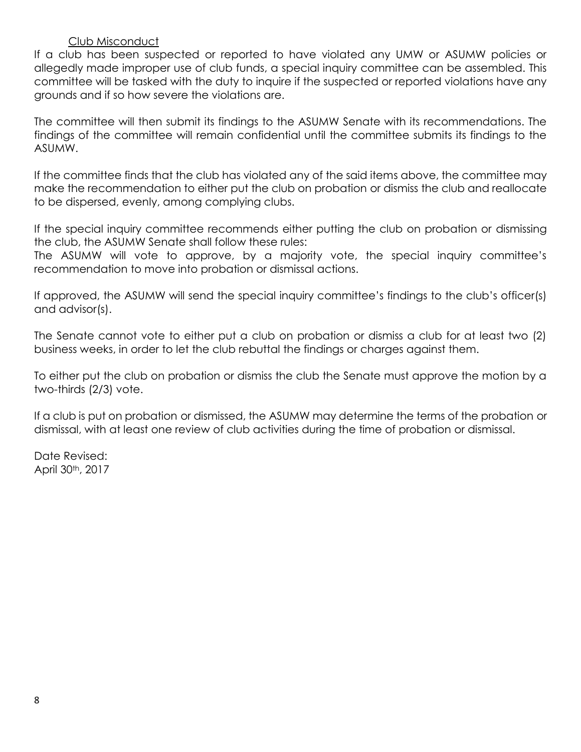## Club Misconduct

If a club has been suspected or reported to have violated any UMW or ASUMW policies or allegedly made improper use of club funds, a special inquiry committee can be assembled. This committee will be tasked with the duty to inquire if the suspected or reported violations have any grounds and if so how severe the violations are.

The committee will then submit its findings to the ASUMW Senate with its recommendations. The findings of the committee will remain confidential until the committee submits its findings to the ASUMW.

If the committee finds that the club has violated any of the said items above, the committee may make the recommendation to either put the club on probation or dismiss the club and reallocate to be dispersed, evenly, among complying clubs.

If the special inquiry committee recommends either putting the club on probation or dismissing the club, the ASUMW Senate shall follow these rules:
The ASUMW will vote to approve, by a majority vote, the special inquiry committee's recommendation to move into probation or dismissal actions.

If approved, the ASUMW will send the special inquiry committee's findings to the club's officer(s) and advisor(s).

The Senate cannot vote to either put a club on probation or dismiss a club for at least two (2) business weeks, in order to let the club rebuttal the findings or charges against them.

To either put the club on probation or dismiss the club the Senate must approve the motion by a two-thirds (2/3) vote.

If a club is put on probation or dismissed, the ASUMW may determine the terms of the probation or dismissal, with at least one review of club activities during the time of probation or dismissal.

Date Revised:
April 30th, 2017